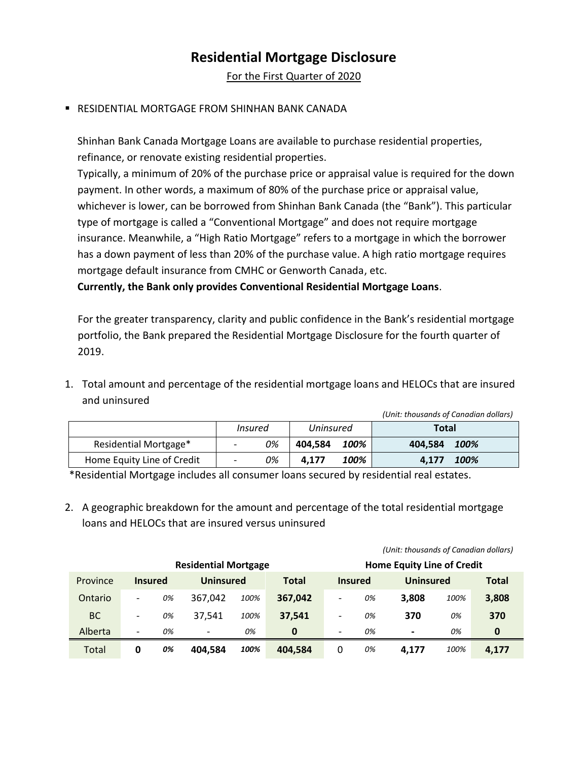# Residential Mortgage Disclosure

For the First Quarter of 2020

- RESIDENTIAL MORTGAGE FROM SHINHAN BANK CANADA

Shinhan Bank Canada Mortgage Loans are available to purchase residential properties, refinance, or renovate existing residential properties.
Typically, a minimum of 20% of the purchase price or appraisal value is required for the down payment. In other words, a maximum of 80% of the purchase price or appraisal value, whichever is lower, can be borrowed from Shinhan Bank Canada (the "Bank"). This particular type of mortgage is called a "Conventional Mortgage" and does not require mortgage insurance. Meanwhile, a "High Ratio Mortgage" refers to a mortgage in which the borrower has a down payment of less than 20% of the purchase value. A high ratio mortgage requires mortgage default insurance from CMHC or Genworth Canada, etc.
**Currently, the Bank only provides Conventional Residential Mortgage Loans**.

For the greater transparency, clarity and public confidence in the Bank's residential mortgage portfolio, the Bank prepared the Residential Mortgage Disclosure for the fourth quarter of 2019.

1. Total amount and percentage of the residential mortgage loans and HELOCs that are insured and uninsured

*(Unit: thousands of Canadian dollars)*

| | *Insured* | | *Uninsured* | | **Total** | |
|---|---|---|---|---|---|---|
| Residential Mortgage* | - | *0%* | **404,584** | ***100%*** | **404,584** | ***100%*** |
| Home Equity Line of Credit | - | *0%* | **4,177** | ***100%*** | **4,177** | ***100%*** |

*Residential Mortgage includes all consumer loans secured by residential real estates.

2. A geographic breakdown for the amount and percentage of the total residential mortgage loans and HELOCs that are insured versus uninsured

*(Unit: thousands of Canadian dollars)*

| | **Residential Mortgage** | | | | | **Home Equity Line of Credit** | | | | |
|---|---|---|---|---|---|---|---|---|---|---|
| Province | **Insured** | | **Uninsured** | | **Total** | **Insured** | | **Uninsured** | | **Total** |
| Ontario | - | *0%* | 367,042 | *100%* | **367,042** | - | *0%* | **3,808** | *100%* | **3,808** |
| BC | - | *0%* | 37,541 | *100%* | **37,541** | - | *0%* | **370** | *0%* | **370** |
| Alberta | - | *0%* | - | *0%* | **0** | - | *0%* | **-** | *0%* | **0** |
| Total | **0** | ***0%*** | **404,584** | ***100%*** | **404,584** | 0 | *0%* | **4,177** | *100%* | **4,177** |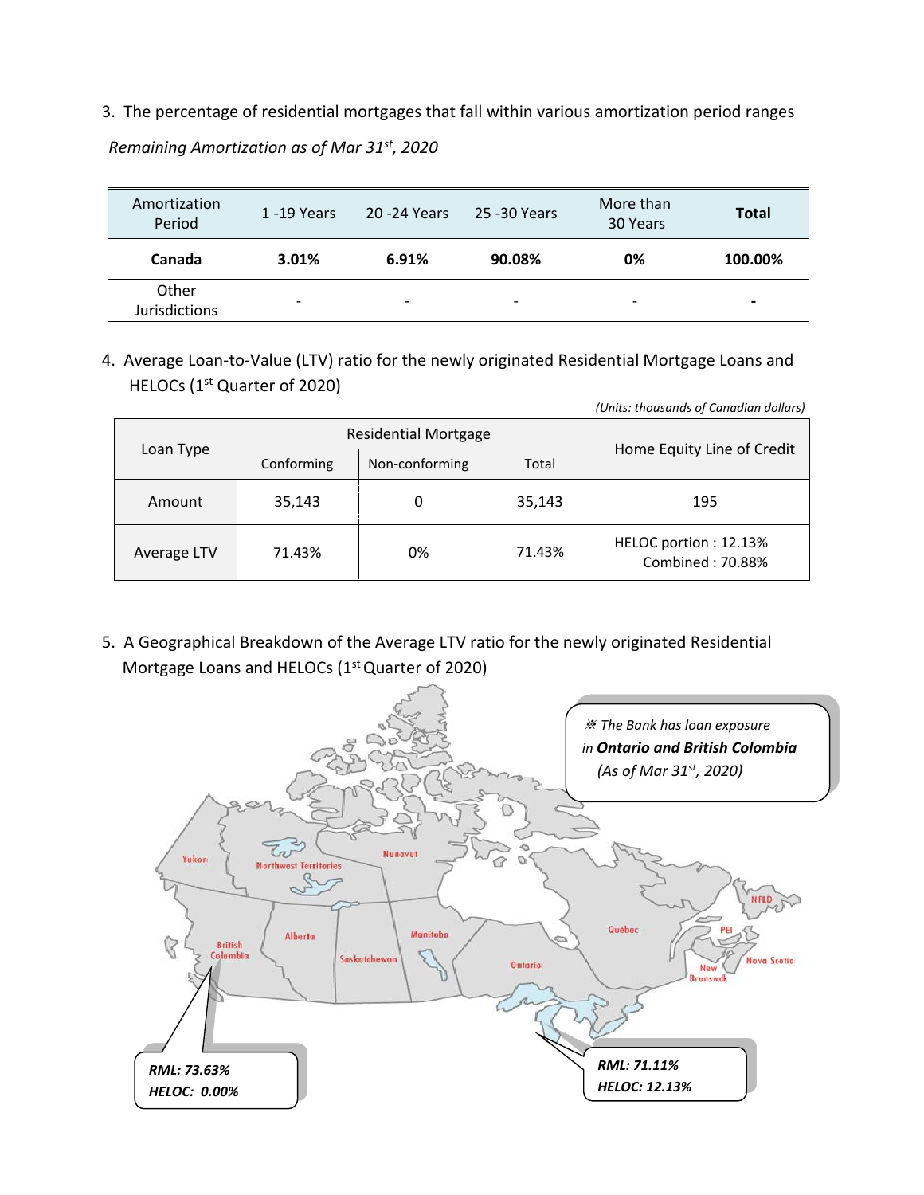3. The percentage of residential mortgages that fall within various amortization period ranges

*Remaining Amortization as of Mar 31st, 2020*

| Amortization Period | 1 -19 Years | 20 -24 Years | 25 -30 Years | More than 30 Years | **Total** |
|---|---|---|---|---|---|
| **Canada** | **3.01%** | **6.91%** | **90.08%** | **0%** | **100.00%** |
| Other Jurisdictions | - | - | - | - | **-** |

4. Average Loan-to-Value (LTV) ratio for the newly originated Residential Mortgage Loans and HELOCs (1st Quarter of 2020)

*(Units: thousands of Canadian dollars)*

| Loan Type | Residential Mortgage | | | Home Equity Line of Credit |
|---|---|---|---|---|
| | Conforming | Non-conforming | Total | |
| Amount | 35,143 | 0 | 35,143 | 195 |
| Average LTV | 71.43% | 0% | 71.43% | HELOC portion : 12.13%<br>Combined : 70.88% |

5. A Geographical Breakdown of the Average LTV ratio for the newly originated Residential Mortgage Loans and HELOCs (1st Quarter of 2020)

※ *The Bank has loan exposure in* ***Ontario and British Colombia*** *(As of Mar 31st, 2020)*

Yukon, Northwest Territories, Nunavut, British Columbia, Alberta, Saskatchewan, Manitoba, Ontario, Québec, NFLD, PEI, Nova Scotia, New Brunswick

British Columbia:

***RML: 73.63%***
***HELOC: 0.00%***

Ontario:

***RML: 71.11%***
***HELOC: 12.13%***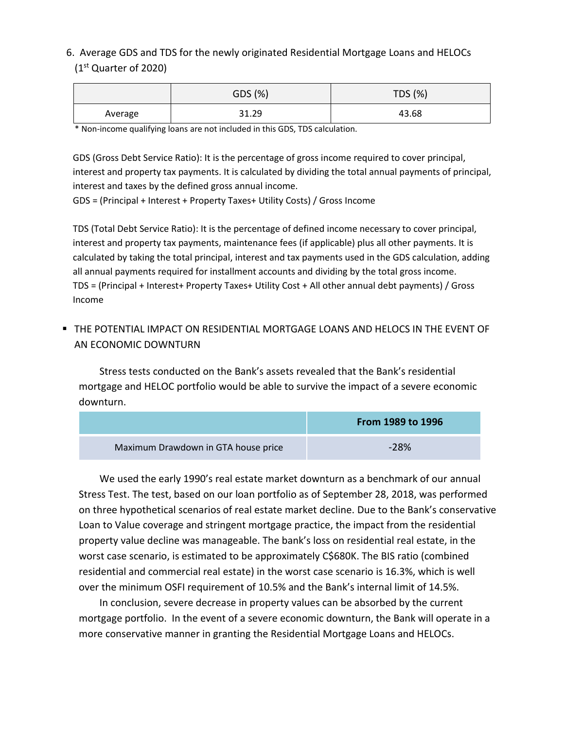6. Average GDS and TDS for the newly originated Residential Mortgage Loans and HELOCs (1st Quarter of 2020)

| | GDS (%) | TDS (%) |
|---|---|---|
| Average | 31.29 | 43.68 |

* Non-income qualifying loans are not included in this GDS, TDS calculation.

GDS (Gross Debt Service Ratio): It is the percentage of gross income required to cover principal, interest and property tax payments. It is calculated by dividing the total annual payments of principal, interest and taxes by the defined gross annual income.
GDS = (Principal + Interest + Property Taxes+ Utility Costs) / Gross Income

TDS (Total Debt Service Ratio): It is the percentage of defined income necessary to cover principal, interest and property tax payments, maintenance fees (if applicable) plus all other payments. It is calculated by taking the total principal, interest and tax payments used in the GDS calculation, adding all annual payments required for installment accounts and dividing by the total gross income.
TDS = (Principal + Interest+ Property Taxes+ Utility Cost + All other annual debt payments) / Gross Income

- THE POTENTIAL IMPACT ON RESIDENTIAL MORTGAGE LOANS AND HELOCS IN THE EVENT OF AN ECONOMIC DOWNTURN

Stress tests conducted on the Bank's assets revealed that the Bank's residential mortgage and HELOC portfolio would be able to survive the impact of a severe economic downturn.

| | **From 1989 to 1996** |
|---|---|
| Maximum Drawdown in GTA house price | -28% |

We used the early 1990's real estate market downturn as a benchmark of our annual Stress Test. The test, based on our loan portfolio as of September 28, 2018, was performed on three hypothetical scenarios of real estate market decline. Due to the Bank's conservative Loan to Value coverage and stringent mortgage practice, the impact from the residential property value decline was manageable. The bank's loss on residential real estate, in the worst case scenario, is estimated to be approximately C$680K. The BIS ratio (combined residential and commercial real estate) in the worst case scenario is 16.3%, which is well over the minimum OSFI requirement of 10.5% and the Bank's internal limit of 14.5%.

In conclusion, severe decrease in property values can be absorbed by the current mortgage portfolio. In the event of a severe economic downturn, the Bank will operate in a more conservative manner in granting the Residential Mortgage Loans and HELOCs.